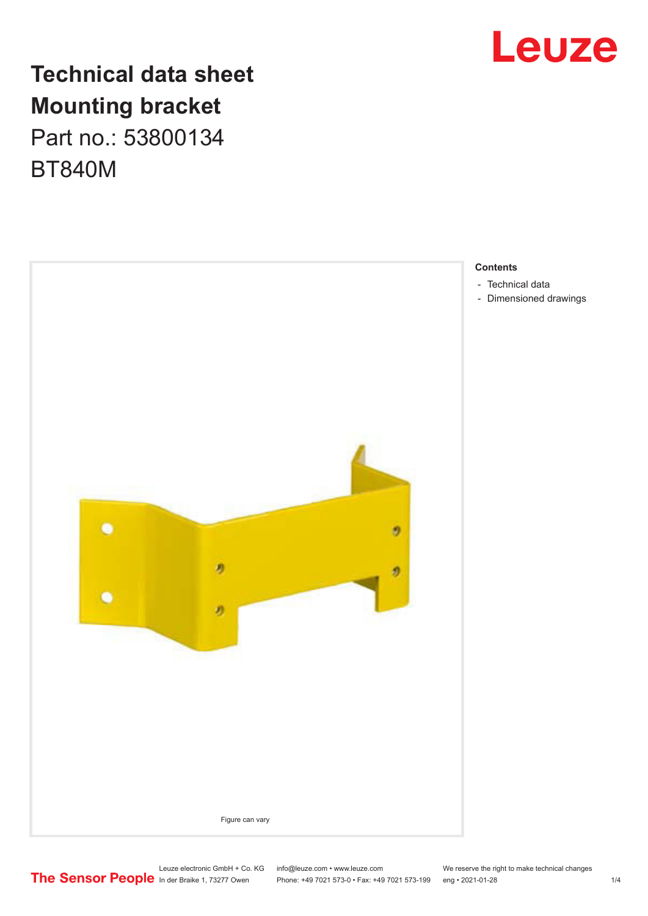# Technical data sheet
# Mounting bracket

Part no.: 53800134

BT840M

Figure can vary

**Contents**

- Technical data
- Dimensioned drawings

Leuze electronic GmbH + Co. KG
In der Braike 1, 73277 Owen

info@leuze.com • www.leuze.com
Phone: +49 7021 573-0 • Fax: +49 7021 573-199

We reserve the right to make technical changes
eng • 2021-01-28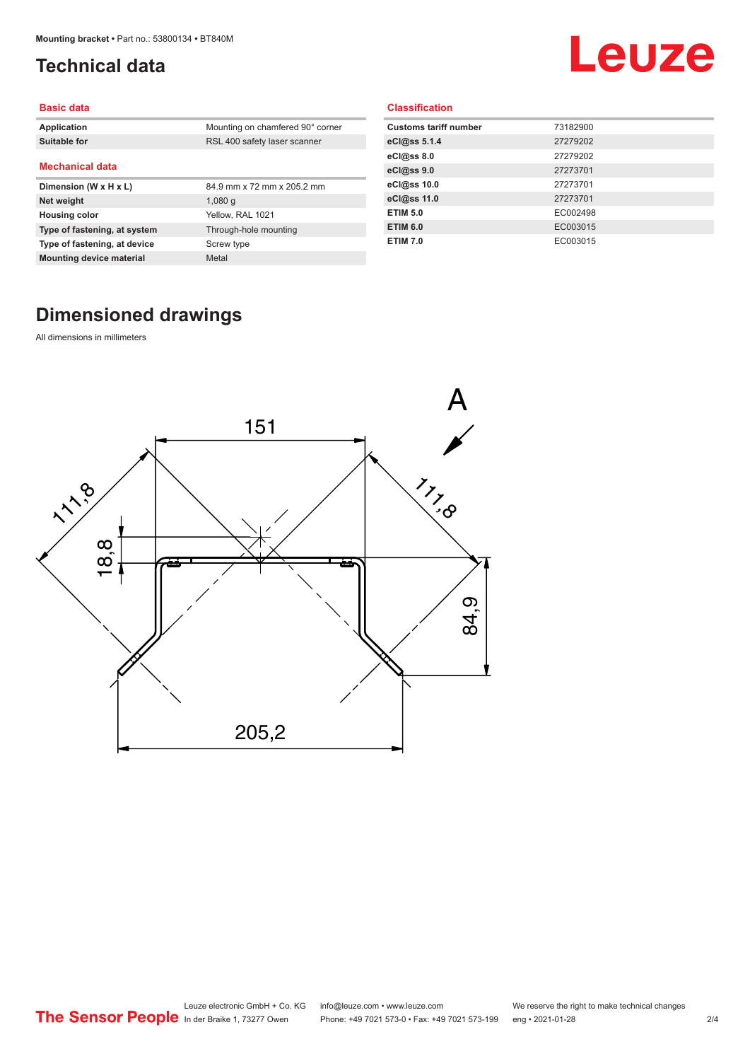# Technical data

## Basic data

| | |
|---|---|
| **Application** | Mounting on chamfered 90° corner |
| **Suitable for** | RSL 400 safety laser scanner |

## Mechanical data

| | |
|---|---|
| **Dimension (W x H x L)** | 84.9 mm x 72 mm x 205.2 mm |
| **Net weight** | 1,080 g |
| **Housing color** | Yellow, RAL 1021 |
| **Type of fastening, at system** | Through-hole mounting |
| **Type of fastening, at device** | Screw type |
| **Mounting device material** | Metal |

## Classification

| | |
|---|---|
| **Customs tariff number** | 73182900 |
| **eCl@ss 5.1.4** | 27279202 |
| **eCl@ss 8.0** | 27279202 |
| **eCl@ss 9.0** | 27273701 |
| **eCl@ss 10.0** | 27273701 |
| **eCl@ss 11.0** | 27273701 |
| **ETIM 5.0** | EC002498 |
| **ETIM 6.0** | EC003015 |
| **ETIM 7.0** | EC003015 |

# Dimensioned drawings

All dimensions in millimeters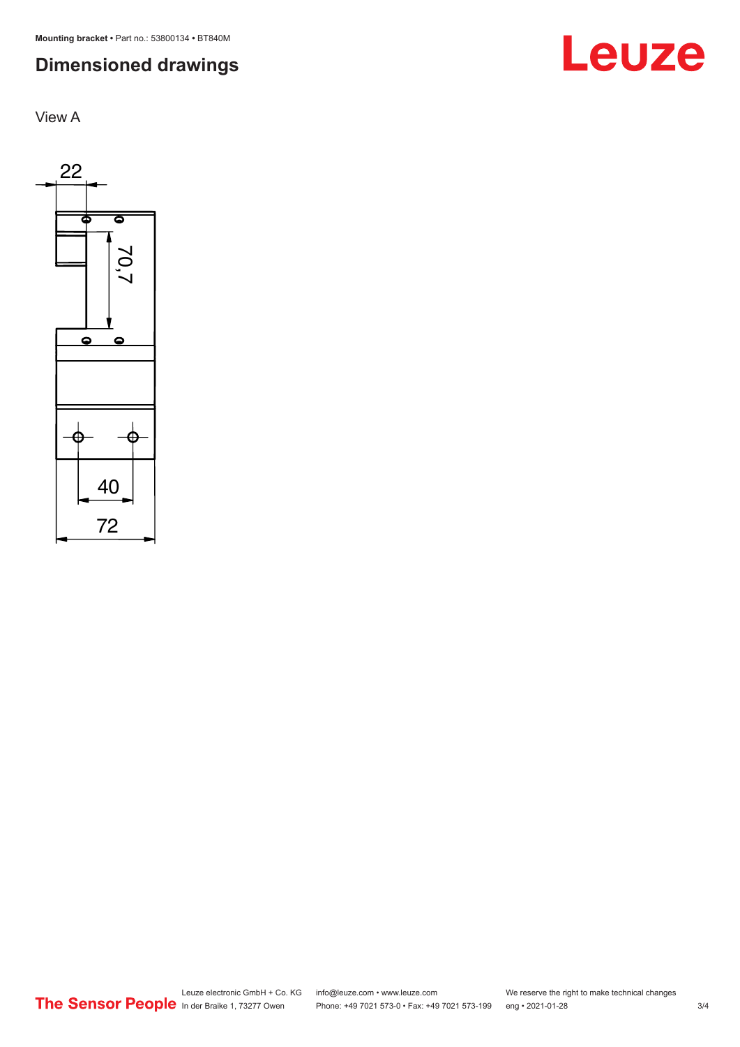## Dimensioned drawings

View A

22

70,7

40

72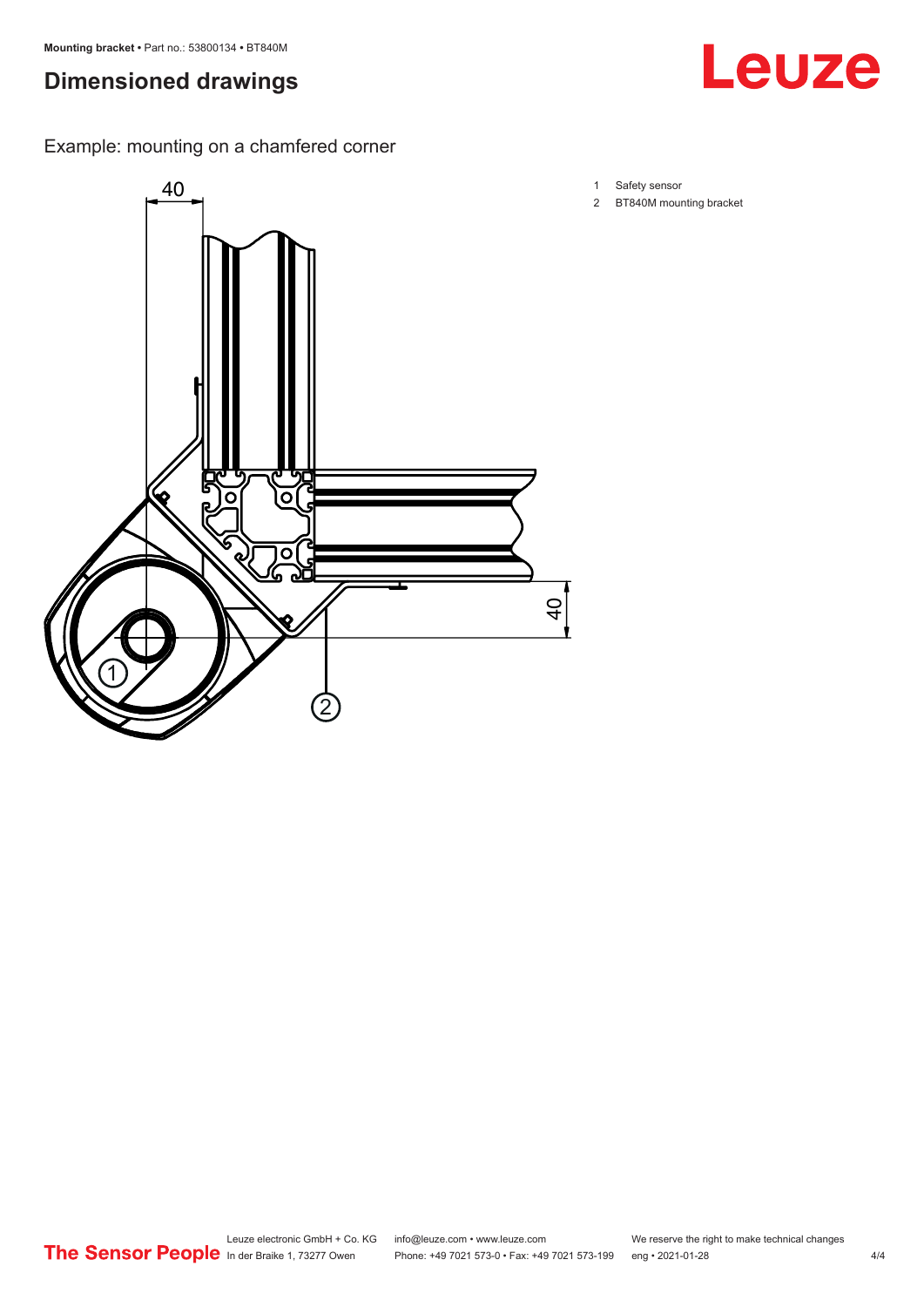## Dimensioned drawings

Example: mounting on a chamfered corner

40

40

1

2

1 Safety sensor

2 BT840M mounting bracket